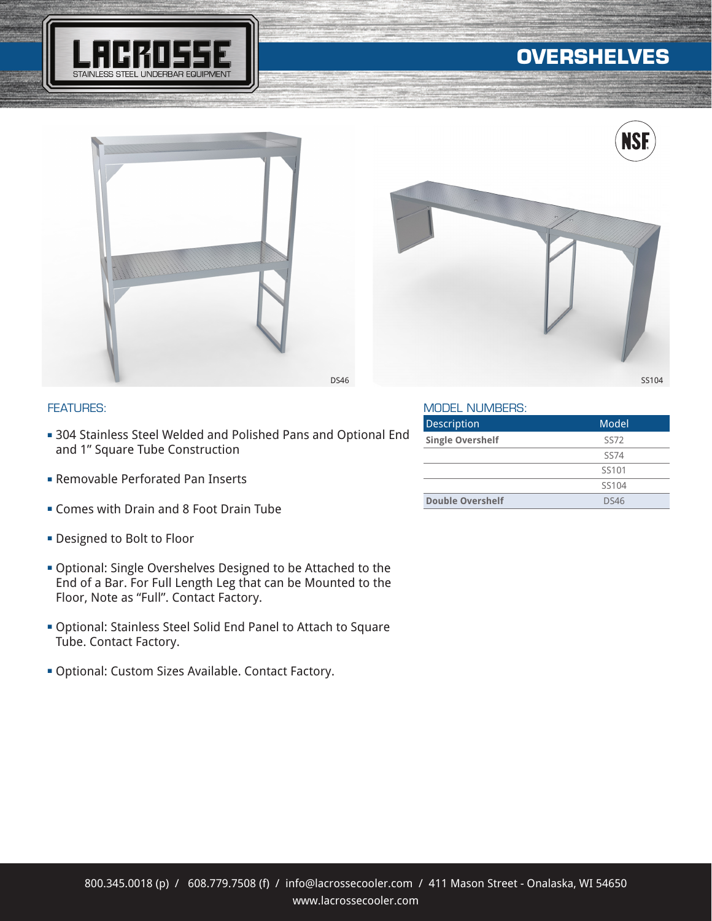LACROSSE
STAINLESS STEEL UNDERBAR EQUIPMENT

# OVERSHELVES

DS46

SS104

## FEATURES:

- 304 Stainless Steel Welded and Polished Pans and Optional End and 1" Square Tube Construction
- Removable Perforated Pan Inserts
- Comes with Drain and 8 Foot Drain Tube
- Designed to Bolt to Floor
- Optional: Single Overshelves Designed to be Attached to the End of a Bar. For Full Length Leg that can be Mounted to the Floor, Note as "Full". Contact Factory.
- Optional: Stainless Steel Solid End Panel to Attach to Square Tube. Contact Factory.
- Optional: Custom Sizes Available. Contact Factory.

## MODEL NUMBERS:

| Description | Model |
|---|---|
| **Single Overshelf** | SS72 |
| | SS74 |
| | SS101 |
| | SS104 |
| **Double Overshelf** | DS46 |

800.345.0018 (p) / 608.779.7508 (f) / info@lacrossecooler.com / 411 Mason Street - Onalaska, WI 54650
www.lacrossecooler.com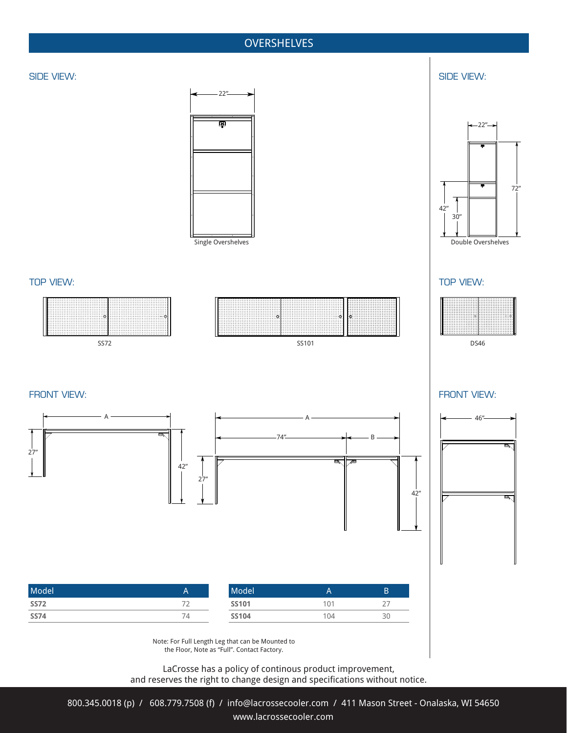## OVERSHELVES

### SIDE VIEW:

22"

Single Overshelves

### SIDE VIEW:

22"

72"

42"

30"

Double Overshelves

### TOP VIEW:

SS72

SS101

### TOP VIEW:

DS46

### FRONT VIEW:

A

27"

42"

A

74"

B

27"

42"

### FRONT VIEW:

46"

| Model | A |
|---|---|
| **SS72** | 72 |
| **SS74** | 74 |

| Model | A | B |
|---|---|---|
| **SS101** | 101 | 27 |
| **SS104** | 104 | 30 |

Note: For Full Length Leg that can be Mounted to the Floor, Note as "Full". Contact Factory.

LaCrosse has a policy of continous product improvement, and reserves the right to change design and specifications without notice.

800.345.0018 (p) / 608.779.7508 (f) / info@lacrossecooler.com / 411 Mason Street - Onalaska, WI 54650
www.lacrossecooler.com